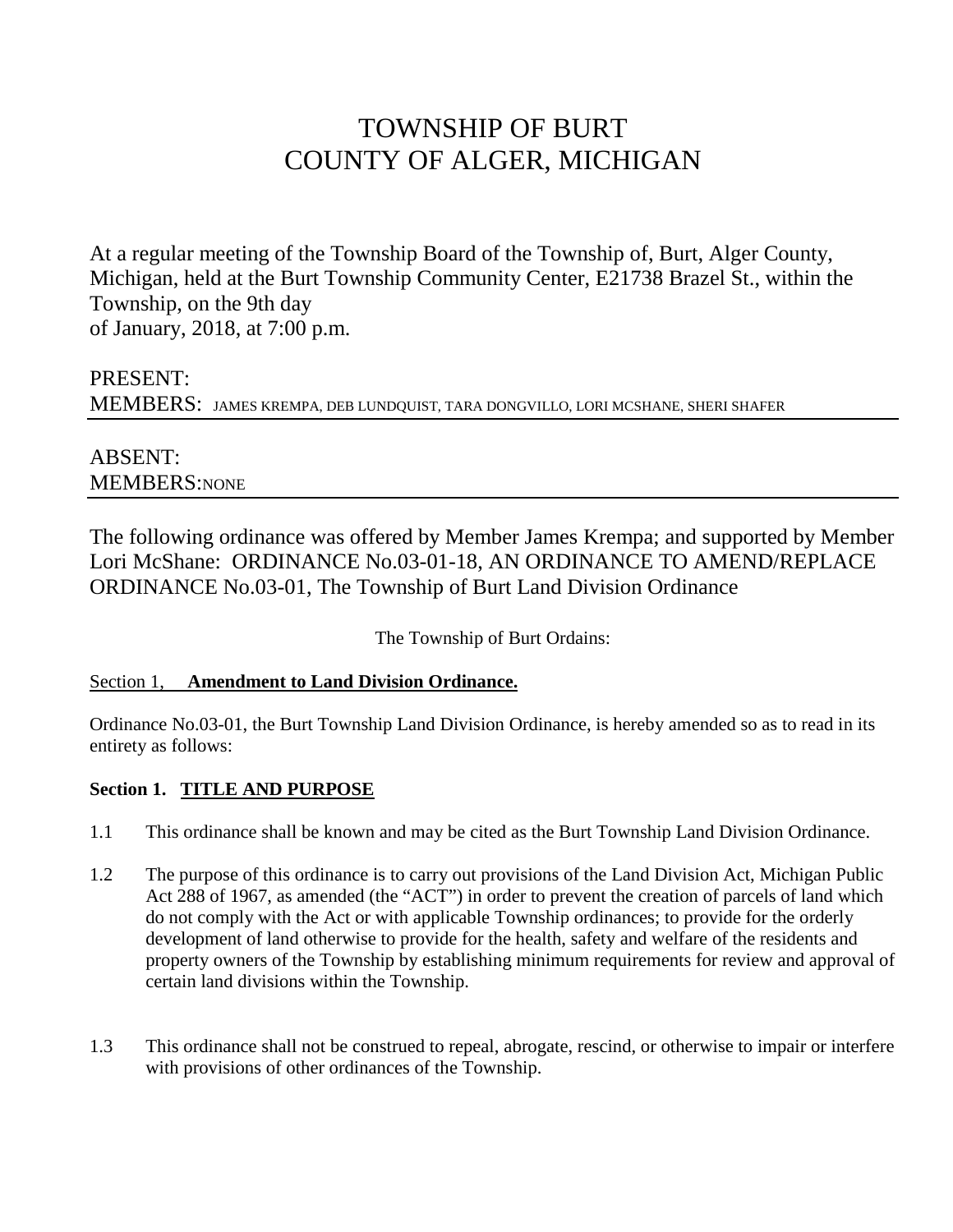# TOWNSHIP OF BURT
# COUNTY OF ALGER, MICHIGAN

At a regular meeting of the Township Board of the Township of, Burt, Alger County, Michigan, held at the Burt Township Community Center, E21738 Brazel St., within the Township, on the 9th day of January, 2018, at 7:00 p.m.

PRESENT:
MEMBERS: JAMES KREMPA, DEB LUNDQUIST, TARA DONGVILLO, LORI MCSHANE, SHERI SHAFER

ABSENT:
MEMBERS: NONE

The following ordinance was offered by Member James Krempa; and supported by Member Lori McShane: ORDINANCE No.03-01-18, AN ORDINANCE TO AMEND/REPLACE ORDINANCE No.03-01, The Township of Burt Land Division Ordinance

The Township of Burt Ordains:

Section 1, **Amendment to Land Division Ordinance.**

Ordinance No.03-01, the Burt Township Land Division Ordinance, is hereby amended so as to read in its entirety as follows:

**Section 1. TITLE AND PURPOSE**

1.1 This ordinance shall be known and may be cited as the Burt Township Land Division Ordinance.

1.2 The purpose of this ordinance is to carry out provisions of the Land Division Act, Michigan Public Act 288 of 1967, as amended (the "ACT") in order to prevent the creation of parcels of land which do not comply with the Act or with applicable Township ordinances; to provide for the orderly development of land otherwise to provide for the health, safety and welfare of the residents and property owners of the Township by establishing minimum requirements for review and approval of certain land divisions within the Township.

1.3 This ordinance shall not be construed to repeal, abrogate, rescind, or otherwise to impair or interfere with provisions of other ordinances of the Township.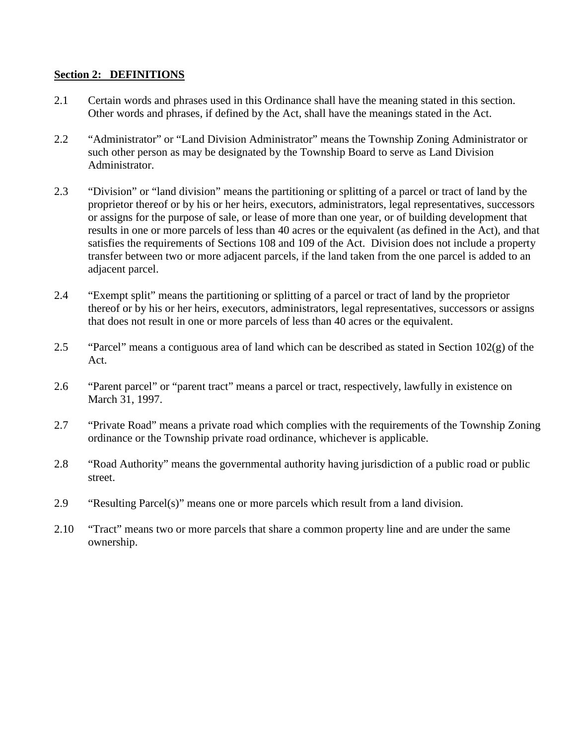## Section 2: DEFINITIONS

2.1 Certain words and phrases used in this Ordinance shall have the meaning stated in this section. Other words and phrases, if defined by the Act, shall have the meanings stated in the Act.

2.2 "Administrator" or "Land Division Administrator" means the Township Zoning Administrator or such other person as may be designated by the Township Board to serve as Land Division Administrator.

2.3 "Division" or "land division" means the partitioning or splitting of a parcel or tract of land by the proprietor thereof or by his or her heirs, executors, administrators, legal representatives, successors or assigns for the purpose of sale, or lease of more than one year, or of building development that results in one or more parcels of less than 40 acres or the equivalent (as defined in the Act), and that satisfies the requirements of Sections 108 and 109 of the Act. Division does not include a property transfer between two or more adjacent parcels, if the land taken from the one parcel is added to an adjacent parcel.

2.4 "Exempt split" means the partitioning or splitting of a parcel or tract of land by the proprietor thereof or by his or her heirs, executors, administrators, legal representatives, successors or assigns that does not result in one or more parcels of less than 40 acres or the equivalent.

2.5 "Parcel" means a contiguous area of land which can be described as stated in Section 102(g) of the Act.

2.6 "Parent parcel" or "parent tract" means a parcel or tract, respectively, lawfully in existence on March 31, 1997.

2.7 "Private Road" means a private road which complies with the requirements of the Township Zoning ordinance or the Township private road ordinance, whichever is applicable.

2.8 "Road Authority" means the governmental authority having jurisdiction of a public road or public street.

2.9 "Resulting Parcel(s)" means one or more parcels which result from a land division.

2.10 "Tract" means two or more parcels that share a common property line and are under the same ownership.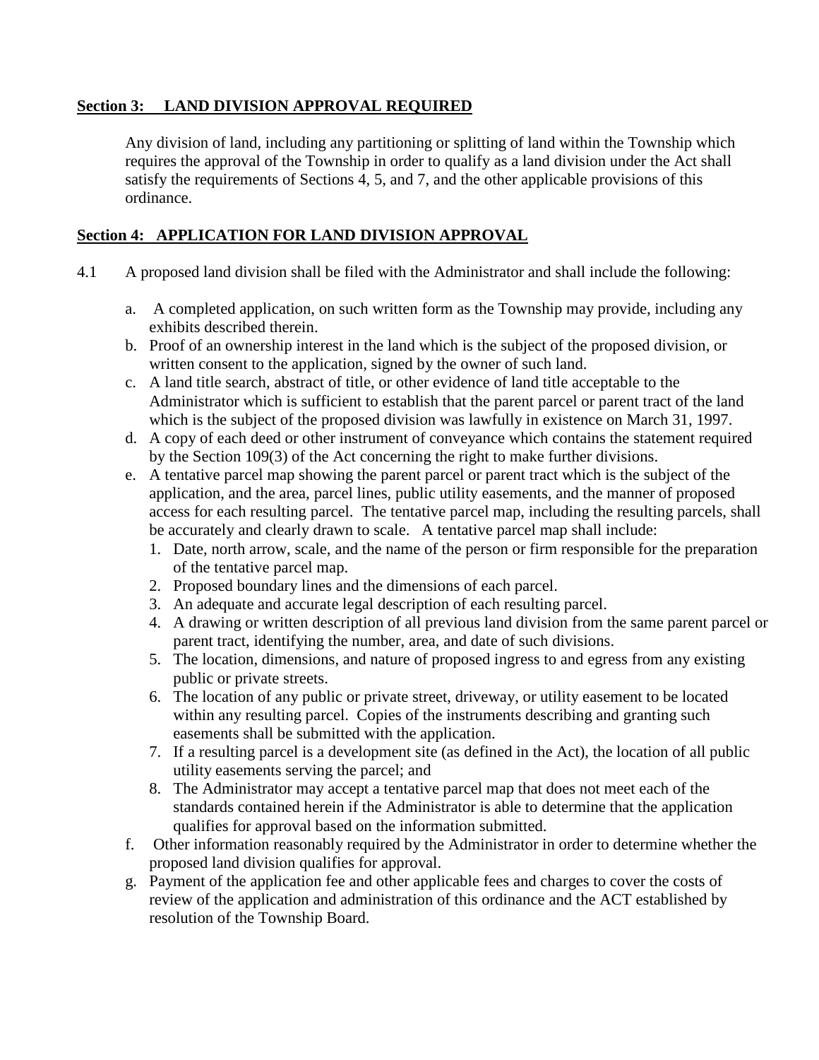## Section 3: LAND DIVISION APPROVAL REQUIRED

Any division of land, including any partitioning or splitting of land within the Township which requires the approval of the Township in order to qualify as a land division under the Act shall satisfy the requirements of Sections 4, 5, and 7, and the other applicable provisions of this ordinance.

## Section 4: APPLICATION FOR LAND DIVISION APPROVAL

4.1 A proposed land division shall be filed with the Administrator and shall include the following:

a. A completed application, on such written form as the Township may provide, including any exhibits described therein.

b. Proof of an ownership interest in the land which is the subject of the proposed division, or written consent to the application, signed by the owner of such land.

c. A land title search, abstract of title, or other evidence of land title acceptable to the Administrator which is sufficient to establish that the parent parcel or parent tract of the land which is the subject of the proposed division was lawfully in existence on March 31, 1997.

d. A copy of each deed or other instrument of conveyance which contains the statement required by the Section 109(3) of the Act concerning the right to make further divisions.

e. A tentative parcel map showing the parent parcel or parent tract which is the subject of the application, and the area, parcel lines, public utility easements, and the manner of proposed access for each resulting parcel. The tentative parcel map, including the resulting parcels, shall be accurately and clearly drawn to scale. A tentative parcel map shall include:

   1. Date, north arrow, scale, and the name of the person or firm responsible for the preparation of the tentative parcel map.
   2. Proposed boundary lines and the dimensions of each parcel.
   3. An adequate and accurate legal description of each resulting parcel.
   4. A drawing or written description of all previous land division from the same parent parcel or parent tract, identifying the number, area, and date of such divisions.
   5. The location, dimensions, and nature of proposed ingress to and egress from any existing public or private streets.
   6. The location of any public or private street, driveway, or utility easement to be located within any resulting parcel. Copies of the instruments describing and granting such easements shall be submitted with the application.
   7. If a resulting parcel is a development site (as defined in the Act), the location of all public utility easements serving the parcel; and
   8. The Administrator may accept a tentative parcel map that does not meet each of the standards contained herein if the Administrator is able to determine that the application qualifies for approval based on the information submitted.

f. Other information reasonably required by the Administrator in order to determine whether the proposed land division qualifies for approval.

g. Payment of the application fee and other applicable fees and charges to cover the costs of review of the application and administration of this ordinance and the ACT established by resolution of the Township Board.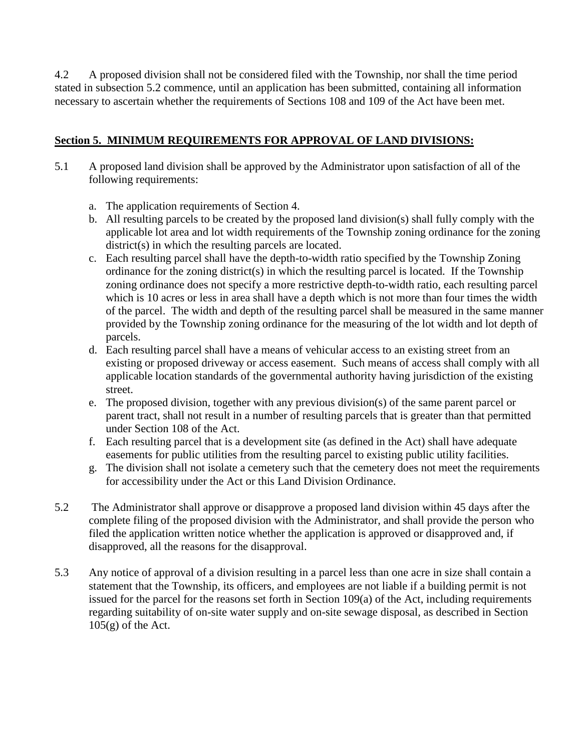4.2 A proposed division shall not be considered filed with the Township, nor shall the time period stated in subsection 5.2 commence, until an application has been submitted, containing all information necessary to ascertain whether the requirements of Sections 108 and 109 of the Act have been met.

## **<u>Section 5. MINIMUM REQUIREMENTS FOR APPROVAL OF LAND DIVISIONS:</u>**

5.1 A proposed land division shall be approved by the Administrator upon satisfaction of all of the following requirements:

a. The application requirements of Section 4.
b. All resulting parcels to be created by the proposed land division(s) shall fully comply with the applicable lot area and lot width requirements of the Township zoning ordinance for the zoning district(s) in which the resulting parcels are located.
c. Each resulting parcel shall have the depth-to-width ratio specified by the Township Zoning ordinance for the zoning district(s) in which the resulting parcel is located. If the Township zoning ordinance does not specify a more restrictive depth-to-width ratio, each resulting parcel which is 10 acres or less in area shall have a depth which is not more than four times the width of the parcel. The width and depth of the resulting parcel shall be measured in the same manner provided by the Township zoning ordinance for the measuring of the lot width and lot depth of parcels.
d. Each resulting parcel shall have a means of vehicular access to an existing street from an existing or proposed driveway or access easement. Such means of access shall comply with all applicable location standards of the governmental authority having jurisdiction of the existing street.
e. The proposed division, together with any previous division(s) of the same parent parcel or parent tract, shall not result in a number of resulting parcels that is greater than that permitted under Section 108 of the Act.
f. Each resulting parcel that is a development site (as defined in the Act) shall have adequate easements for public utilities from the resulting parcel to existing public utility facilities.
g. The division shall not isolate a cemetery such that the cemetery does not meet the requirements for accessibility under the Act or this Land Division Ordinance.

5.2 The Administrator shall approve or disapprove a proposed land division within 45 days after the complete filing of the proposed division with the Administrator, and shall provide the person who filed the application written notice whether the application is approved or disapproved and, if disapproved, all the reasons for the disapproval.

5.3 Any notice of approval of a division resulting in a parcel less than one acre in size shall contain a statement that the Township, its officers, and employees are not liable if a building permit is not issued for the parcel for the reasons set forth in Section 109(a) of the Act, including requirements regarding suitability of on-site water supply and on-site sewage disposal, as described in Section 105(g) of the Act.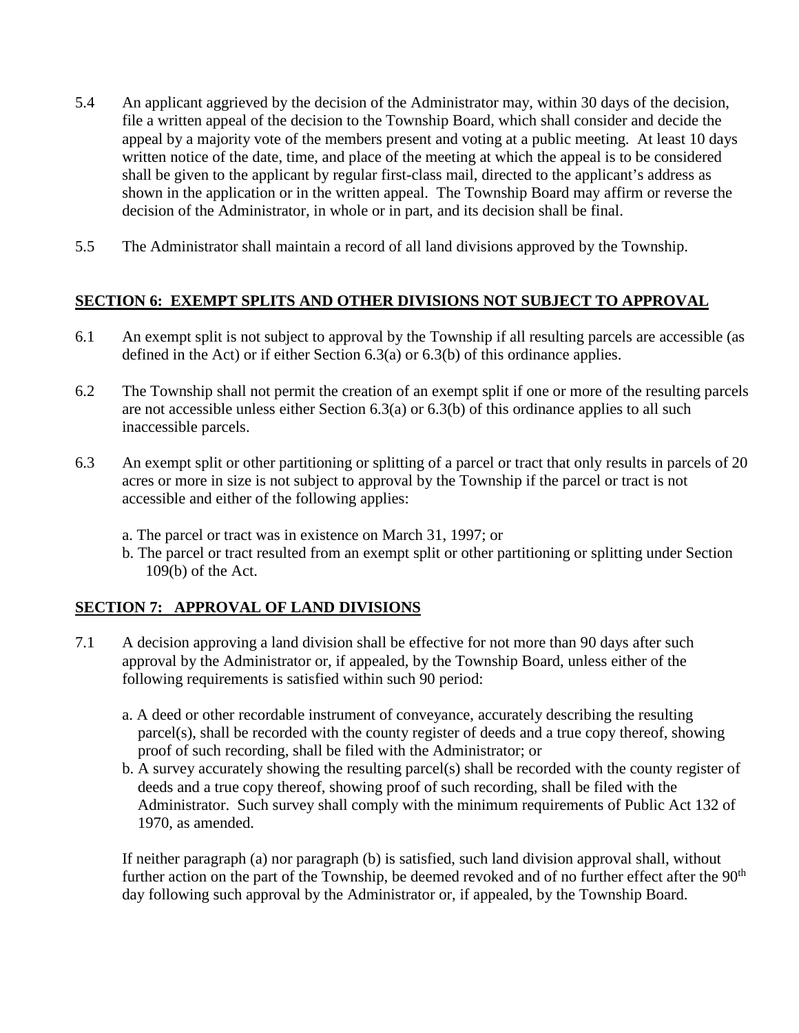5.4 An applicant aggrieved by the decision of the Administrator may, within 30 days of the decision, file a written appeal of the decision to the Township Board, which shall consider and decide the appeal by a majority vote of the members present and voting at a public meeting. At least 10 days written notice of the date, time, and place of the meeting at which the appeal is to be considered shall be given to the applicant by regular first-class mail, directed to the applicant's address as shown in the application or in the written appeal. The Township Board may affirm or reverse the decision of the Administrator, in whole or in part, and its decision shall be final.

5.5 The Administrator shall maintain a record of all land divisions approved by the Township.

## **SECTION 6: EXEMPT SPLITS AND OTHER DIVISIONS NOT SUBJECT TO APPROVAL**

6.1 An exempt split is not subject to approval by the Township if all resulting parcels are accessible (as defined in the Act) or if either Section 6.3(a) or 6.3(b) of this ordinance applies.

6.2 The Township shall not permit the creation of an exempt split if one or more of the resulting parcels are not accessible unless either Section 6.3(a) or 6.3(b) of this ordinance applies to all such inaccessible parcels.

6.3 An exempt split or other partitioning or splitting of a parcel or tract that only results in parcels of 20 acres or more in size is not subject to approval by the Township if the parcel or tract is not accessible and either of the following applies:

a. The parcel or tract was in existence on March 31, 1997; or
b. The parcel or tract resulted from an exempt split or other partitioning or splitting under Section 109(b) of the Act.

## **SECTION 7: APPROVAL OF LAND DIVISIONS**

7.1 A decision approving a land division shall be effective for not more than 90 days after such approval by the Administrator or, if appealed, by the Township Board, unless either of the following requirements is satisfied within such 90 period:

a. A deed or other recordable instrument of conveyance, accurately describing the resulting parcel(s), shall be recorded with the county register of deeds and a true copy thereof, showing proof of such recording, shall be filed with the Administrator; or
b. A survey accurately showing the resulting parcel(s) shall be recorded with the county register of deeds and a true copy thereof, showing proof of such recording, shall be filed with the Administrator. Such survey shall comply with the minimum requirements of Public Act 132 of 1970, as amended.

If neither paragraph (a) nor paragraph (b) is satisfied, such land division approval shall, without further action on the part of the Township, be deemed revoked and of no further effect after the 90th day following such approval by the Administrator or, if appealed, by the Township Board.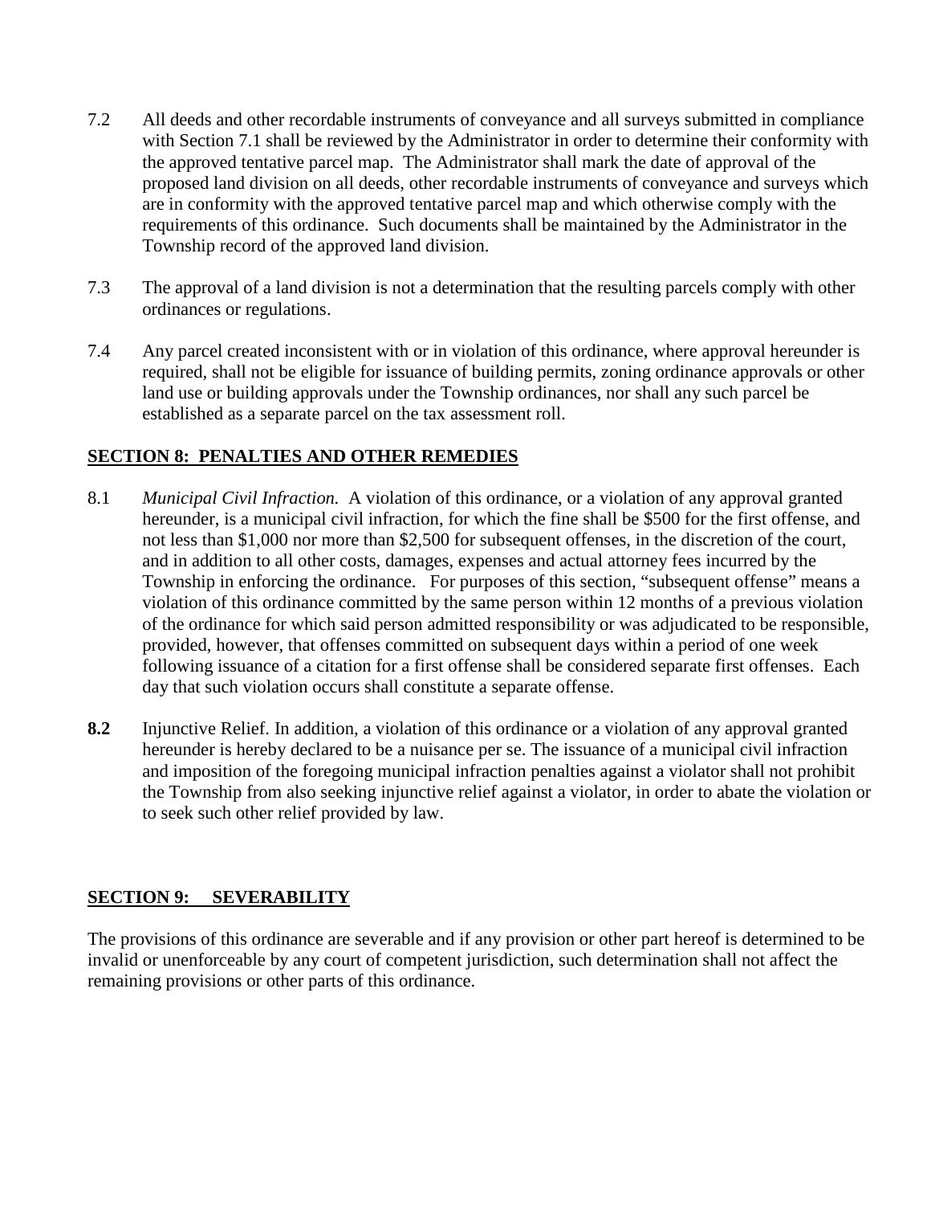7.2 All deeds and other recordable instruments of conveyance and all surveys submitted in compliance with Section 7.1 shall be reviewed by the Administrator in order to determine their conformity with the approved tentative parcel map. The Administrator shall mark the date of approval of the proposed land division on all deeds, other recordable instruments of conveyance and surveys which are in conformity with the approved tentative parcel map and which otherwise comply with the requirements of this ordinance. Such documents shall be maintained by the Administrator in the Township record of the approved land division.

7.3 The approval of a land division is not a determination that the resulting parcels comply with other ordinances or regulations.

7.4 Any parcel created inconsistent with or in violation of this ordinance, where approval hereunder is required, shall not be eligible for issuance of building permits, zoning ordinance approvals or other land use or building approvals under the Township ordinances, nor shall any such parcel be established as a separate parcel on the tax assessment roll.

## SECTION 8: PENALTIES AND OTHER REMEDIES

8.1 *Municipal Civil Infraction.* A violation of this ordinance, or a violation of any approval granted hereunder, is a municipal civil infraction, for which the fine shall be $500 for the first offense, and not less than $1,000 nor more than $2,500 for subsequent offenses, in the discretion of the court, and in addition to all other costs, damages, expenses and actual attorney fees incurred by the Township in enforcing the ordinance. For purposes of this section, "subsequent offense" means a violation of this ordinance committed by the same person within 12 months of a previous violation of the ordinance for which said person admitted responsibility or was adjudicated to be responsible, provided, however, that offenses committed on subsequent days within a period of one week following issuance of a citation for a first offense shall be considered separate first offenses. Each day that such violation occurs shall constitute a separate offense.

**8.2** Injunctive Relief. In addition, a violation of this ordinance or a violation of any approval granted hereunder is hereby declared to be a nuisance per se. The issuance of a municipal civil infraction and imposition of the foregoing municipal infraction penalties against a violator shall not prohibit the Township from also seeking injunctive relief against a violator, in order to abate the violation or to seek such other relief provided by law.

## SECTION 9: SEVERABILITY

The provisions of this ordinance are severable and if any provision or other part hereof is determined to be invalid or unenforceable by any court of competent jurisdiction, such determination shall not affect the remaining provisions or other parts of this ordinance.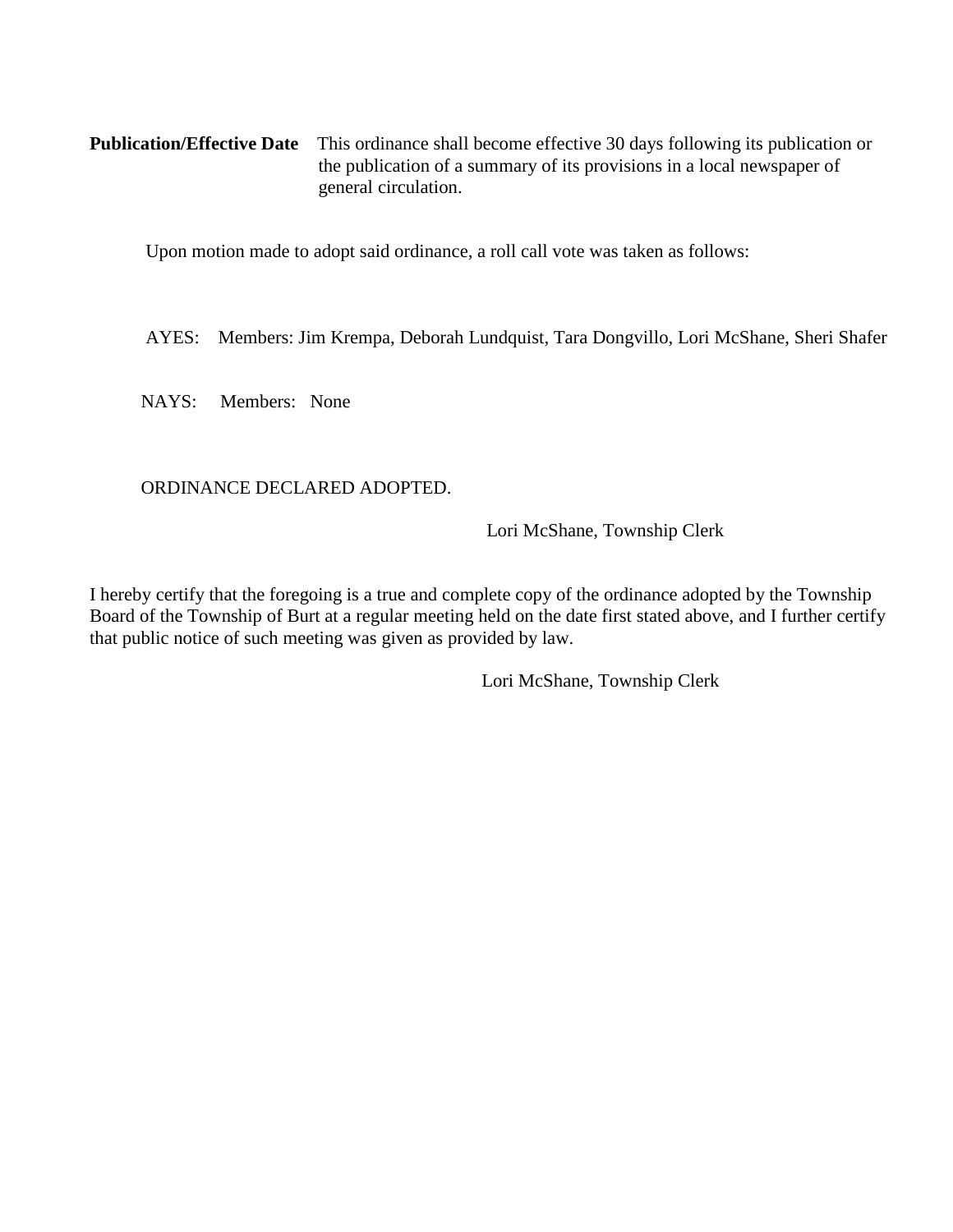**Publication/Effective Date** This ordinance shall become effective 30 days following its publication or the publication of a summary of its provisions in a local newspaper of general circulation.

Upon motion made to adopt said ordinance, a roll call vote was taken as follows:

AYES: Members: Jim Krempa, Deborah Lundquist, Tara Dongvillo, Lori McShane, Sheri Shafer

NAYS: Members: None

ORDINANCE DECLARED ADOPTED.

Lori McShane, Township Clerk

I hereby certify that the foregoing is a true and complete copy of the ordinance adopted by the Township Board of the Township of Burt at a regular meeting held on the date first stated above, and I further certify that public notice of such meeting was given as provided by law.

Lori McShane, Township Clerk